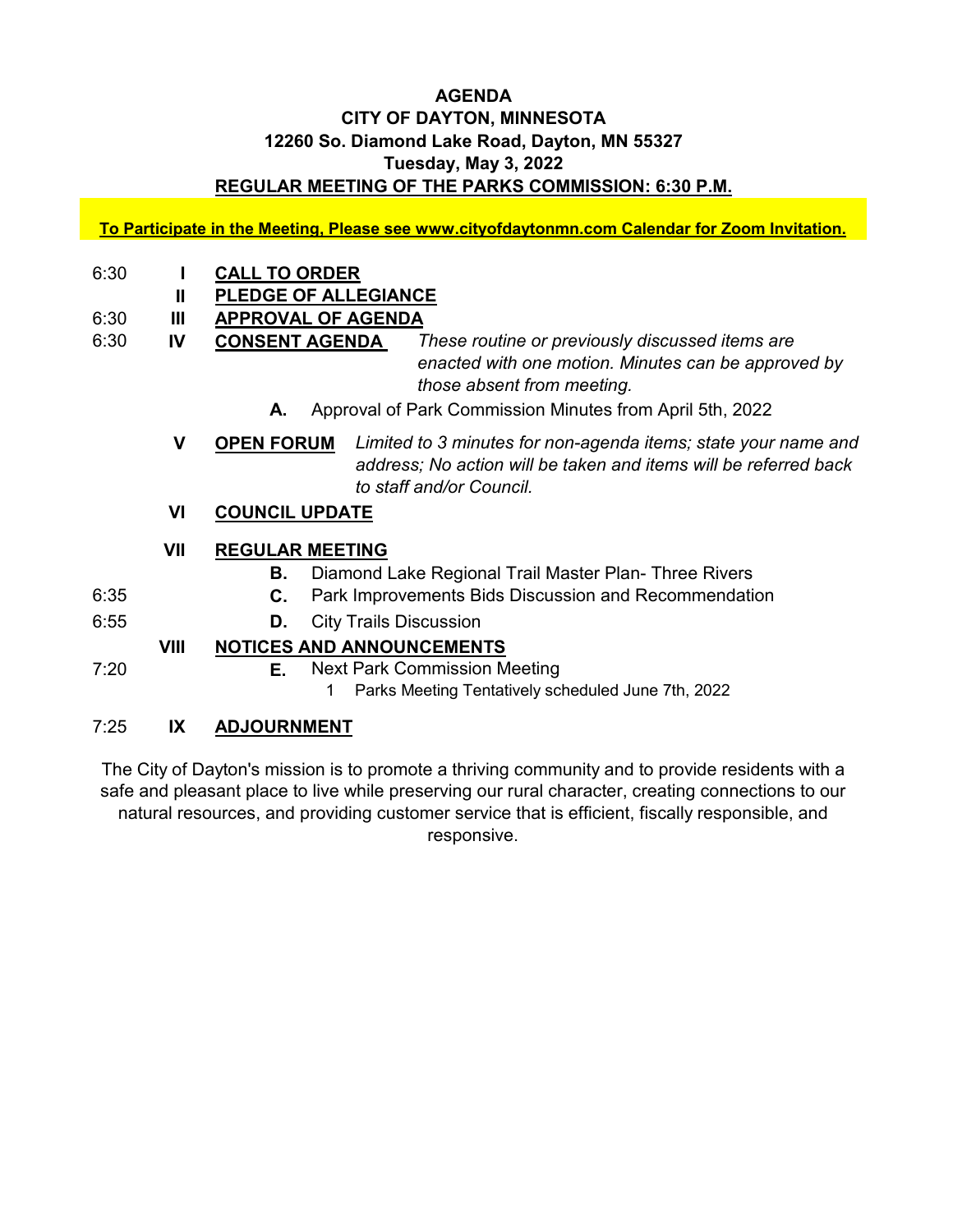**AGENDA**
**CITY OF DAYTON, MINNESOTA**
**12260 So. Diamond Lake Road, Dayton, MN 55327**
**Tuesday, May 3, 2022**
**REGULAR MEETING OF THE PARKS COMMISSION: 6:30 P.M.**

**To Participate in the Meeting, Please see www.cityofdaytonmn.com Calendar for Zoom Invitation.**

6:30 **I** **CALL TO ORDER**

**II** **PLEDGE OF ALLEGIANCE**

6:30 **III** **APPROVAL OF AGENDA**

6:30 **IV** **CONSENT AGENDA** *These routine or previously discussed items are enacted with one motion. Minutes can be approved by those absent from meeting.*

- **A.** Approval of Park Commission Minutes from April 5th, 2022

**V** **OPEN FORUM** *Limited to 3 minutes for non-agenda items; state your name and address; No action will be taken and items will be referred back to staff and/or Council.*

**VI** **COUNCIL UPDATE**

**VII** **REGULAR MEETING**

- **B.** Diamond Lake Regional Trail Master Plan- Three Rivers
- 6:35 **C.** Park Improvements Bids Discussion and Recommendation
- 6:55 **D.** City Trails Discussion

**VIII** **NOTICES AND ANNOUNCEMENTS**

- 7:20 **E.** Next Park Commission Meeting
  1. Parks Meeting Tentatively scheduled June 7th, 2022

7:25 **IX** **ADJOURNMENT**

The City of Dayton's mission is to promote a thriving community and to provide residents with a safe and pleasant place to live while preserving our rural character, creating connections to our natural resources, and providing customer service that is efficient, fiscally responsible, and responsive.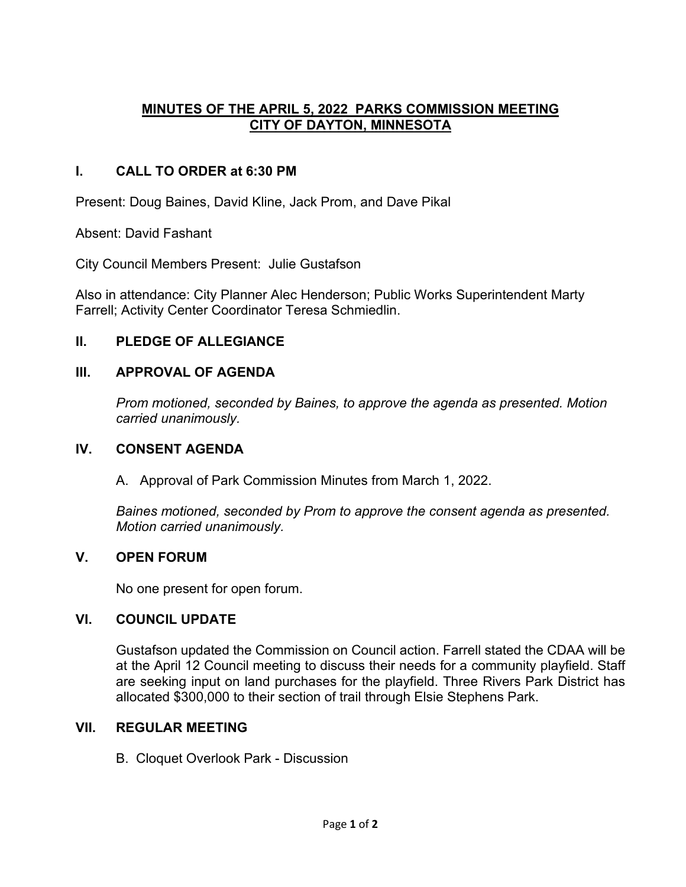## MINUTES OF THE APRIL 5, 2022 PARKS COMMISSION MEETING
## CITY OF DAYTON, MINNESOTA

### I. CALL TO ORDER at 6:30 PM

Present: Doug Baines, David Kline, Jack Prom, and Dave Pikal

Absent: David Fashant

City Council Members Present: Julie Gustafson

Also in attendance: City Planner Alec Henderson; Public Works Superintendent Marty Farrell; Activity Center Coordinator Teresa Schmiedlin.

### II. PLEDGE OF ALLEGIANCE

### III. APPROVAL OF AGENDA

*Prom motioned, seconded by Baines, to approve the agenda as presented. Motion carried unanimously.*

### IV. CONSENT AGENDA

A. Approval of Park Commission Minutes from March 1, 2022.

*Baines motioned, seconded by Prom to approve the consent agenda as presented. Motion carried unanimously.*

### V. OPEN FORUM

No one present for open forum.

### VI. COUNCIL UPDATE

Gustafson updated the Commission on Council action. Farrell stated the CDAA will be at the April 12 Council meeting to discuss their needs for a community playfield. Staff are seeking input on land purchases for the playfield. Three Rivers Park District has allocated $300,000 to their section of trail through Elsie Stephens Park.

### VII. REGULAR MEETING

B. Cloquet Overlook Park - Discussion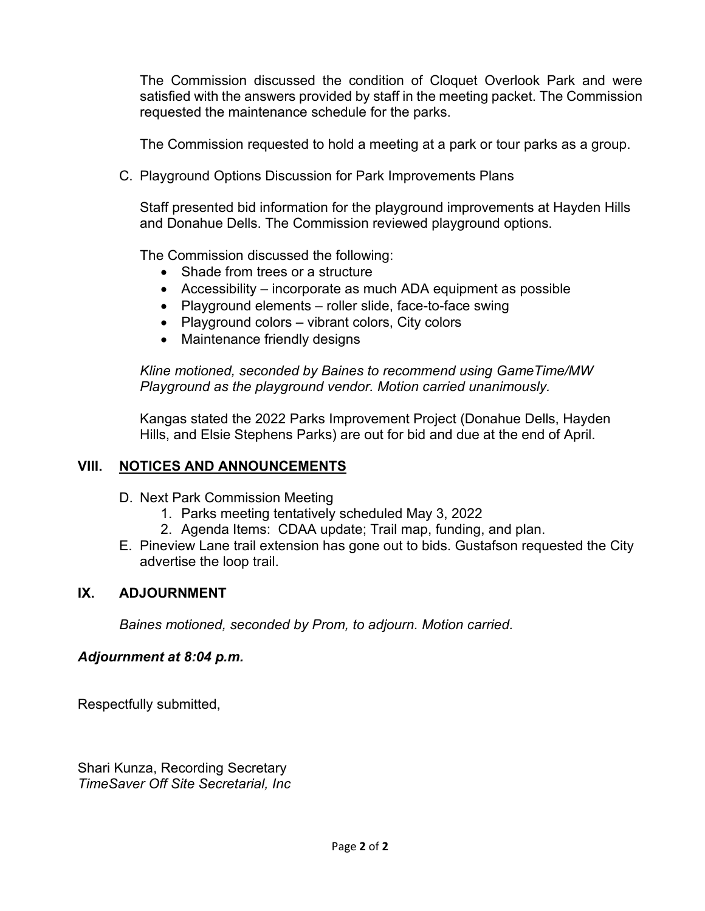The Commission discussed the condition of Cloquet Overlook Park and were satisfied with the answers provided by staff in the meeting packet. The Commission requested the maintenance schedule for the parks.

The Commission requested to hold a meeting at a park or tour parks as a group.

C. Playground Options Discussion for Park Improvements Plans

Staff presented bid information for the playground improvements at Hayden Hills and Donahue Dells. The Commission reviewed playground options.

The Commission discussed the following:

- Shade from trees or a structure
- Accessibility – incorporate as much ADA equipment as possible
- Playground elements – roller slide, face-to-face swing
- Playground colors – vibrant colors, City colors
- Maintenance friendly designs

*Kline motioned, seconded by Baines to recommend using GameTime/MW Playground as the playground vendor. Motion carried unanimously.*

Kangas stated the 2022 Parks Improvement Project (Donahue Dells, Hayden Hills, and Elsie Stephens Parks) are out for bid and due at the end of April.

## VIII. NOTICES AND ANNOUNCEMENTS

D. Next Park Commission Meeting
   1. Parks meeting tentatively scheduled May 3, 2022
   2. Agenda Items: CDAA update; Trail map, funding, and plan.

E. Pineview Lane trail extension has gone out to bids. Gustafson requested the City advertise the loop trail.

## IX. ADJOURNMENT

*Baines motioned, seconded by Prom, to adjourn. Motion carried.*

***Adjournment at 8:04 p.m.***

Respectfully submitted,

Shari Kunza, Recording Secretary
*TimeSaver Off Site Secretarial, Inc*